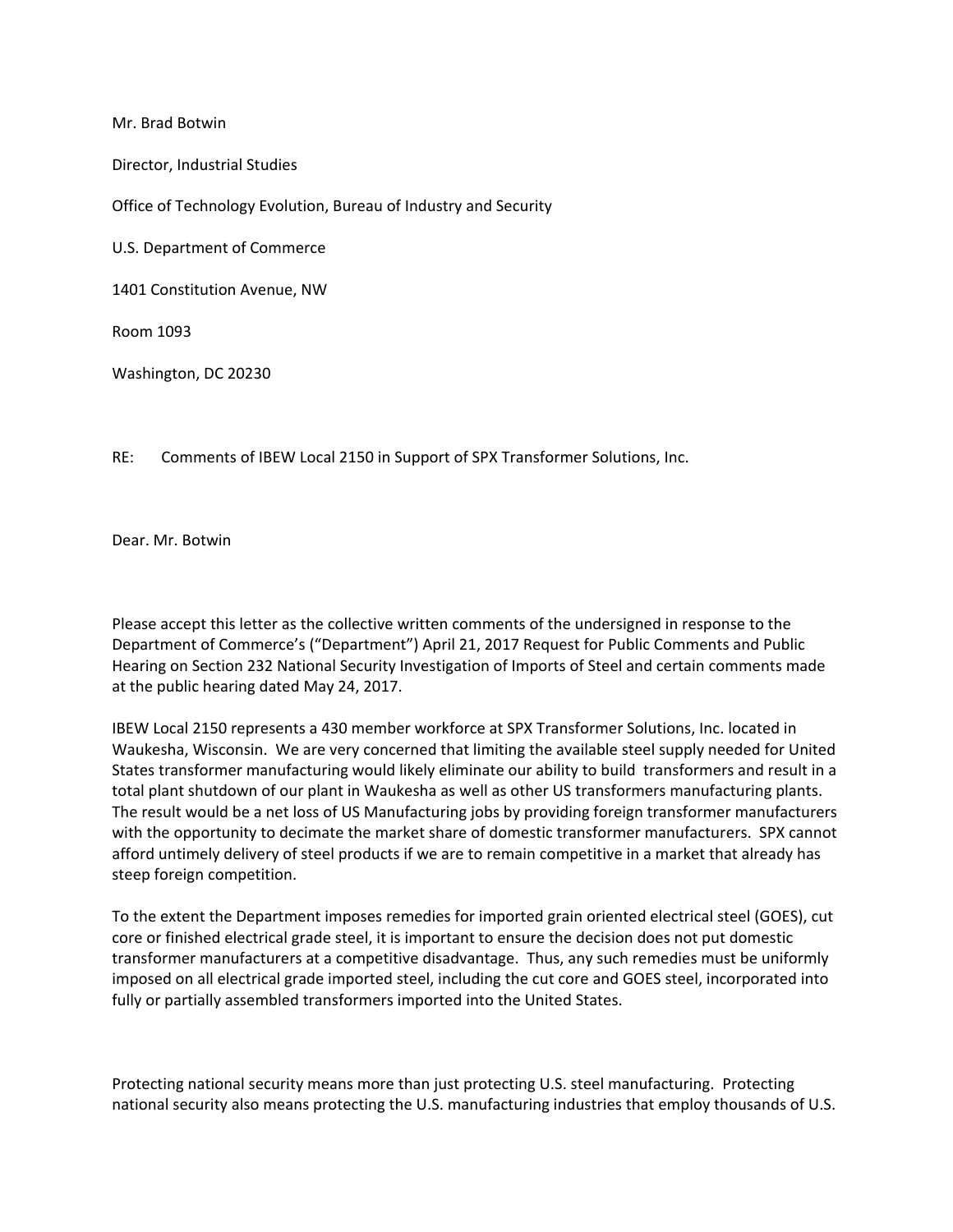Mr. Brad Botwin

Director, Industrial Studies

Office of Technology Evolution, Bureau of Industry and Security

U.S. Department of Commerce

1401 Constitution Avenue, NW

Room 1093

Washington, DC 20230

RE: Comments of IBEW Local 2150 in Support of SPX Transformer Solutions, Inc.

Dear. Mr. Botwin

Please accept this letter as the collective written comments of the undersigned in response to the Department of Commerce's ("Department") April 21, 2017 Request for Public Comments and Public Hearing on Section 232 National Security Investigation of Imports of Steel and certain comments made at the public hearing dated May 24, 2017.

IBEW Local 2150 represents a 430 member workforce at SPX Transformer Solutions, Inc. located in Waukesha, Wisconsin. We are very concerned that limiting the available steel supply needed for United States transformer manufacturing would likely eliminate our ability to build transformers and result in a total plant shutdown of our plant in Waukesha as well as other US transformers manufacturing plants. The result would be a net loss of US Manufacturing jobs by providing foreign transformer manufacturers with the opportunity to decimate the market share of domestic transformer manufacturers. SPX cannot afford untimely delivery of steel products if we are to remain competitive in a market that already has steep foreign competition.

To the extent the Department imposes remedies for imported grain oriented electrical steel (GOES), cut core or finished electrical grade steel, it is important to ensure the decision does not put domestic transformer manufacturers at a competitive disadvantage. Thus, any such remedies must be uniformly imposed on all electrical grade imported steel, including the cut core and GOES steel, incorporated into fully or partially assembled transformers imported into the United States.

Protecting national security means more than just protecting U.S. steel manufacturing. Protecting national security also means protecting the U.S. manufacturing industries that employ thousands of U.S.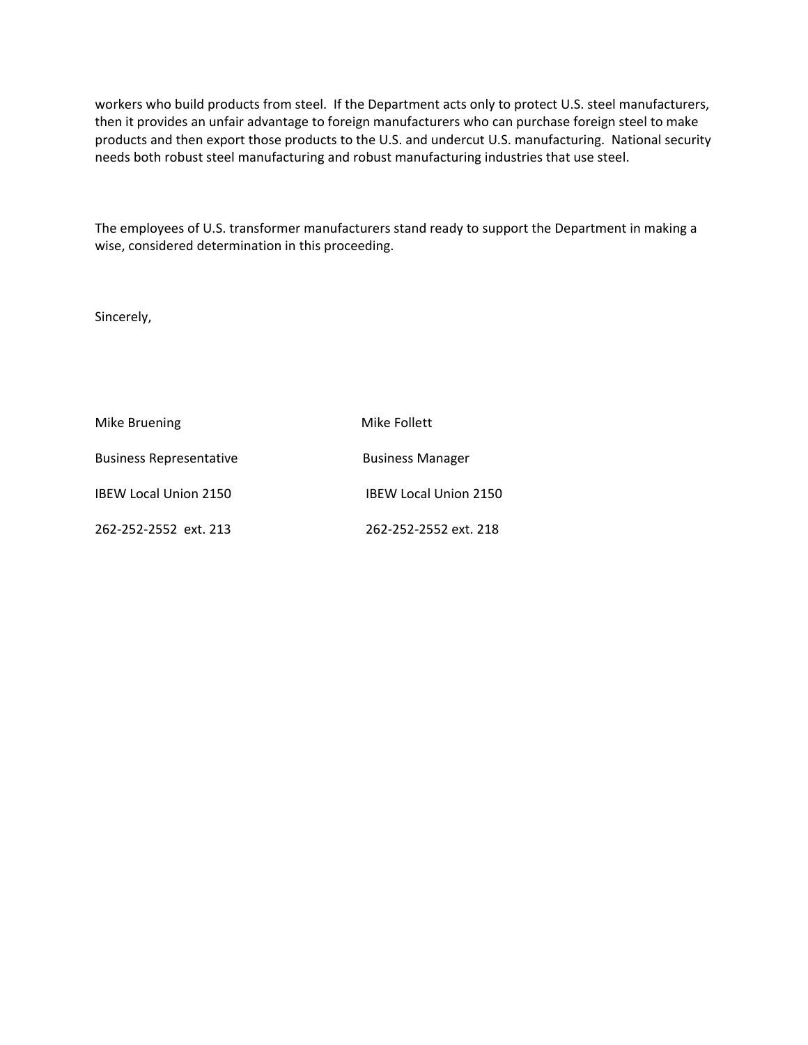workers who build products from steel. If the Department acts only to protect U.S. steel manufacturers, then it provides an unfair advantage to foreign manufacturers who can purchase foreign steel to make products and then export those products to the U.S. and undercut U.S. manufacturing. National security needs both robust steel manufacturing and robust manufacturing industries that use steel.

The employees of U.S. transformer manufacturers stand ready to support the Department in making a wise, considered determination in this proceeding.

Sincerely,

| | |
|---|---|
| Mike Bruening | Mike Follett |
| Business Representative | Business Manager |
| IBEW Local Union 2150 | IBEW Local Union 2150 |
| 262-252-2552 ext. 213 | 262-252-2552 ext. 218 |